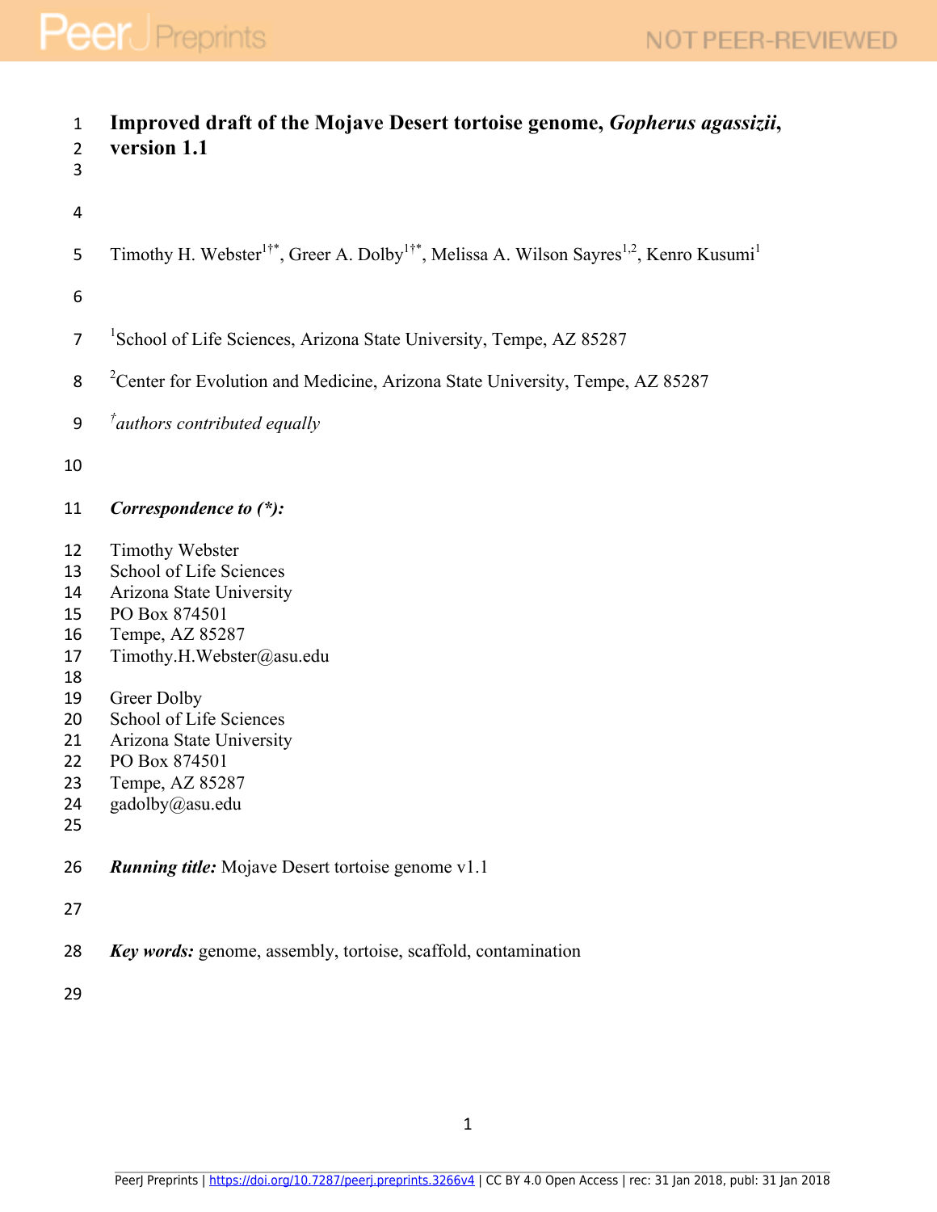# Improved draft of the Mojave Desert tortoise genome, *Gopherus agassizii*, version 1.1

Timothy H. Webster[1†*], Greer A. Dolby[1†*], Melissa A. Wilson Sayres[1,2], Kenro Kusumi[1]

[1]School of Life Sciences, Arizona State University, Tempe, AZ 85287

[2]Center for Evolution and Medicine, Arizona State University, Tempe, AZ 85287

[†]*authors contributed equally*

***Correspondence to (*):***

Timothy Webster
School of Life Sciences
Arizona State University
PO Box 874501
Tempe, AZ 85287
Timothy.H.Webster@asu.edu

Greer Dolby
School of Life Sciences
Arizona State University
PO Box 874501
Tempe, AZ 85287
gadolby@asu.edu

***Running title:*** Mojave Desert tortoise genome v1.1

***Key words:*** genome, assembly, tortoise, scaffold, contamination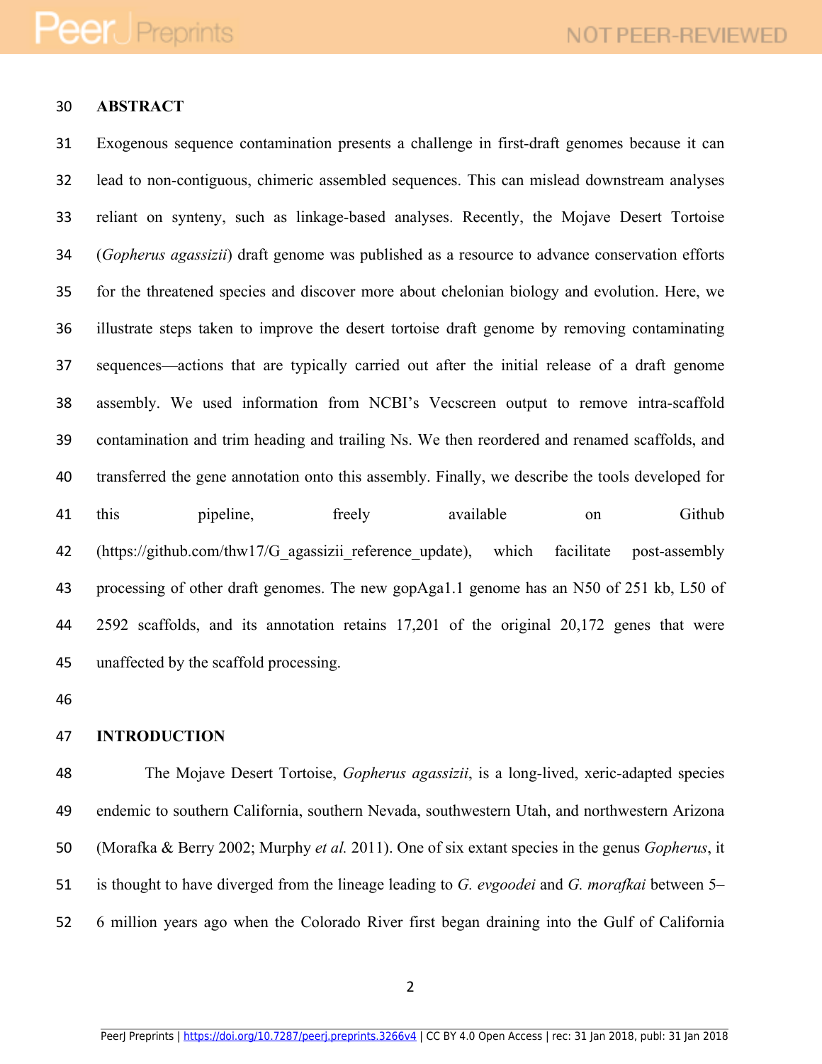## ABSTRACT

Exogenous sequence contamination presents a challenge in first-draft genomes because it can lead to non-contiguous, chimeric assembled sequences. This can mislead downstream analyses reliant on synteny, such as linkage-based analyses. Recently, the Mojave Desert Tortoise (*Gopherus agassizii*) draft genome was published as a resource to advance conservation efforts for the threatened species and discover more about chelonian biology and evolution. Here, we illustrate steps taken to improve the desert tortoise draft genome by removing contaminating sequences—actions that are typically carried out after the initial release of a draft genome assembly. We used information from NCBI's Vecscreen output to remove intra-scaffold contamination and trim heading and trailing Ns. We then reordered and renamed scaffolds, and transferred the gene annotation onto this assembly. Finally, we describe the tools developed for this pipeline, freely available on Github (https://github.com/thw17/G_agassizii_reference_update), which facilitate post-assembly processing of other draft genomes. The new gopAga1.1 genome has an N50 of 251 kb, L50 of 2592 scaffolds, and its annotation retains 17,201 of the original 20,172 genes that were unaffected by the scaffold processing.

## INTRODUCTION

The Mojave Desert Tortoise, *Gopherus agassizii*, is a long-lived, xeric-adapted species endemic to southern California, southern Nevada, southwestern Utah, and northwestern Arizona (Morafka & Berry 2002; Murphy *et al.* 2011). One of six extant species in the genus *Gopherus*, it is thought to have diverged from the lineage leading to *G. evgoodei* and *G. morafkai* between 5–6 million years ago when the Colorado River first began draining into the Gulf of California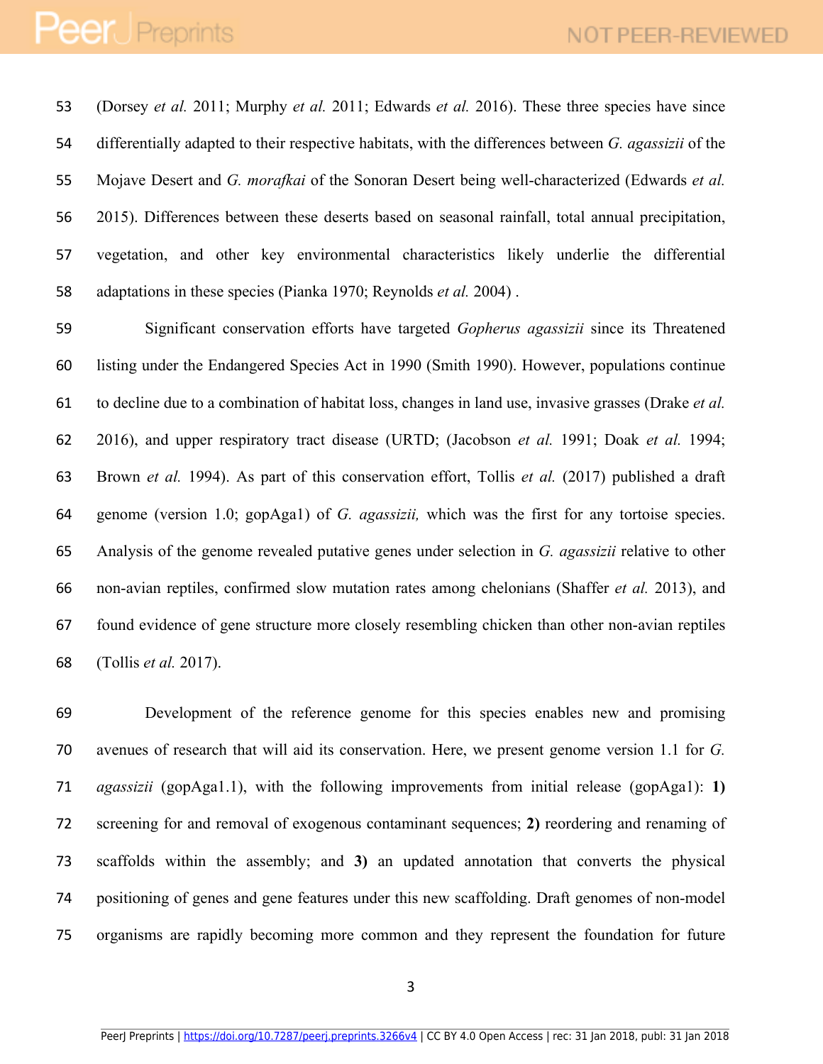(Dorsey *et al.* 2011; Murphy *et al.* 2011; Edwards *et al.* 2016). These three species have since differentially adapted to their respective habitats, with the differences between *G. agassizii* of the Mojave Desert and *G. morafkai* of the Sonoran Desert being well-characterized (Edwards *et al.* 2015). Differences between these deserts based on seasonal rainfall, total annual precipitation, vegetation, and other key environmental characteristics likely underlie the differential adaptations in these species (Pianka 1970; Reynolds *et al.* 2004) .

Significant conservation efforts have targeted *Gopherus agassizii* since its Threatened listing under the Endangered Species Act in 1990 (Smith 1990). However, populations continue to decline due to a combination of habitat loss, changes in land use, invasive grasses (Drake *et al.* 2016), and upper respiratory tract disease (URTD; (Jacobson *et al.* 1991; Doak *et al.* 1994; Brown *et al.* 1994). As part of this conservation effort, Tollis *et al.* (2017) published a draft genome (version 1.0; gopAga1) of *G. agassizii,* which was the first for any tortoise species. Analysis of the genome revealed putative genes under selection in *G. agassizii* relative to other non-avian reptiles, confirmed slow mutation rates among chelonians (Shaffer *et al.* 2013), and found evidence of gene structure more closely resembling chicken than other non-avian reptiles (Tollis *et al.* 2017).

Development of the reference genome for this species enables new and promising avenues of research that will aid its conservation. Here, we present genome version 1.1 for *G. agassizii* (gopAga1.1), with the following improvements from initial release (gopAga1): **1)** screening for and removal of exogenous contaminant sequences; **2)** reordering and renaming of scaffolds within the assembly; and **3)** an updated annotation that converts the physical positioning of genes and gene features under this new scaffolding. Draft genomes of non-model organisms are rapidly becoming more common and they represent the foundation for future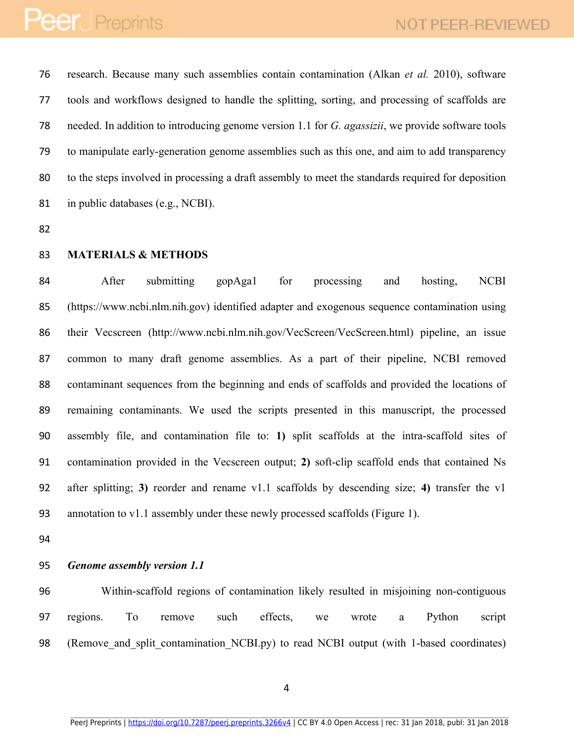research. Because many such assemblies contain contamination (Alkan *et al.* 2010), software tools and workflows designed to handle the splitting, sorting, and processing of scaffolds are needed. In addition to introducing genome version 1.1 for *G. agassizii*, we provide software tools to manipulate early-generation genome assemblies such as this one, and aim to add transparency to the steps involved in processing a draft assembly to meet the standards required for deposition in public databases (e.g., NCBI).

## MATERIALS & METHODS

After submitting gopAga1 for processing and hosting, NCBI (https://www.ncbi.nlm.nih.gov) identified adapter and exogenous sequence contamination using their Vecscreen (http://www.ncbi.nlm.nih.gov/VecScreen/VecScreen.html) pipeline, an issue common to many draft genome assemblies. As a part of their pipeline, NCBI removed contaminant sequences from the beginning and ends of scaffolds and provided the locations of remaining contaminants. We used the scripts presented in this manuscript, the processed assembly file, and contamination file to: **1)** split scaffolds at the intra-scaffold sites of contamination provided in the Vecscreen output; **2)** soft-clip scaffold ends that contained Ns after splitting; **3)** reorder and rename v1.1 scaffolds by descending size; **4)** transfer the v1 annotation to v1.1 assembly under these newly processed scaffolds (Figure 1).

### *Genome assembly version 1.1*

Within-scaffold regions of contamination likely resulted in misjoining non-contiguous regions. To remove such effects, we wrote a Python script (Remove_and_split_contamination_NCBI.py) to read NCBI output (with 1-based coordinates)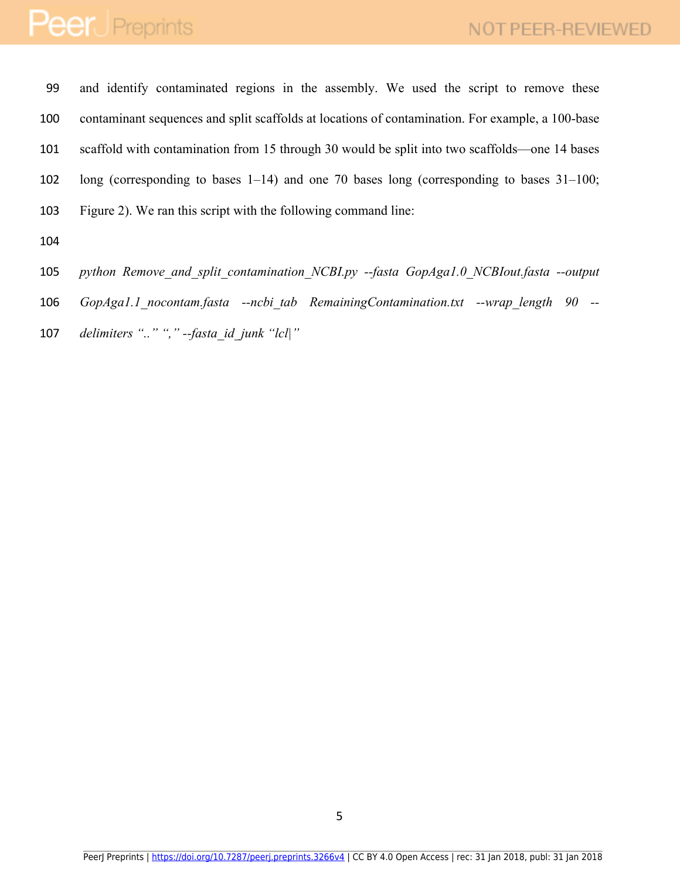and identify contaminated regions in the assembly. We used the script to remove these contaminant sequences and split scaffolds at locations of contamination. For example, a 100-base scaffold with contamination from 15 through 30 would be split into two scaffolds—one 14 bases long (corresponding to bases 1–14) and one 70 bases long (corresponding to bases 31–100; Figure 2). We ran this script with the following command line:

*python Remove_and_split_contamination_NCBI.py --fasta GopAga1.0_NCBIout.fasta --output GopAga1.1_nocontam.fasta --ncbi_tab RemainingContamination.txt --wrap_length 90 --delimiters ".." "," --fasta_id_junk "lcl|"*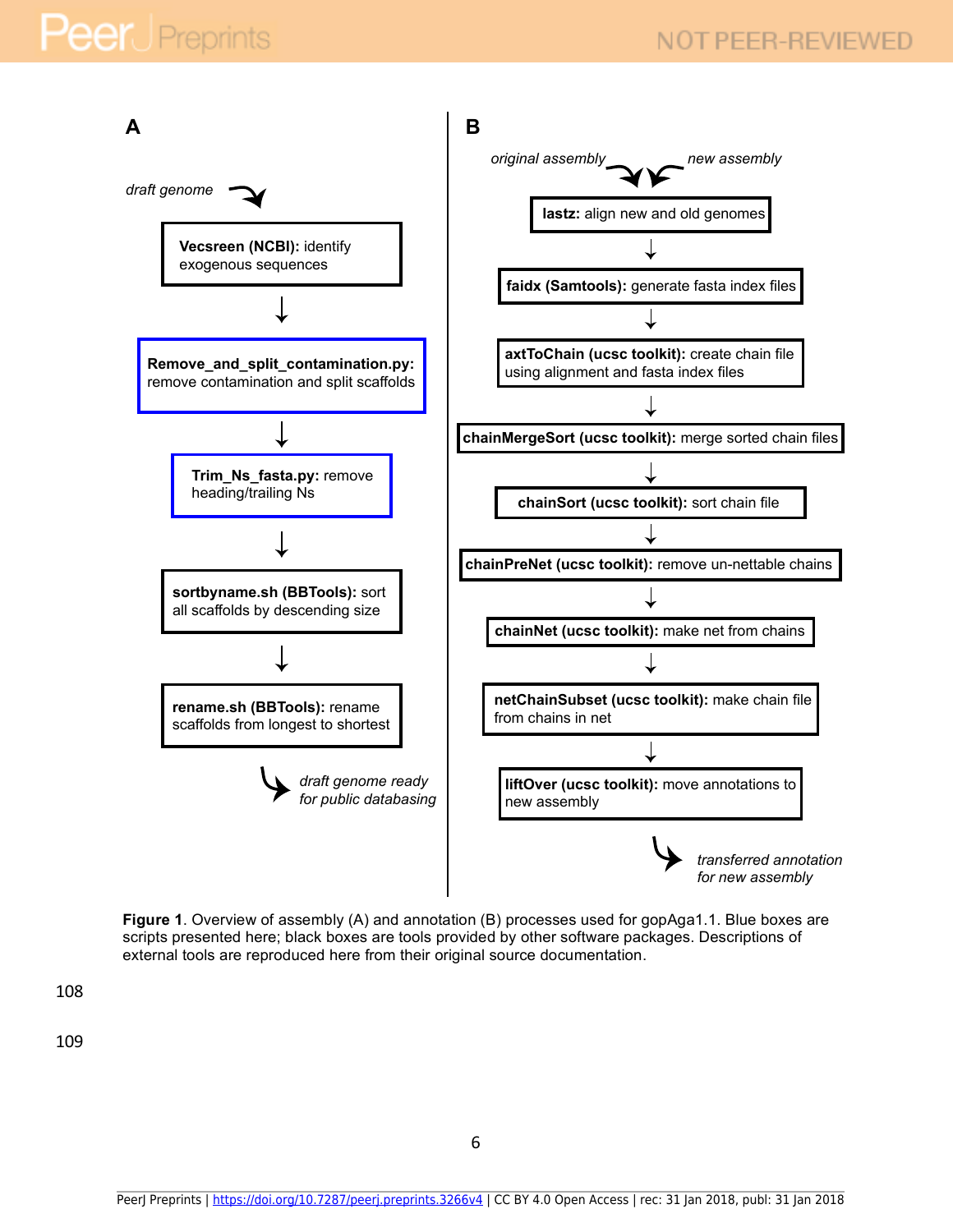**A**

*draft genome*

**Vecsreen (NCBI):** identify exogenous sequences

↓

**Remove_and_split_contamination.py:** remove contamination and split scaffolds

↓

**Trim_Ns_fasta.py:** remove heading/trailing Ns

↓

**sortbyname.sh (BBTools):** sort all scaffolds by descending size

↓

**rename.sh (BBTools):** rename scaffolds from longest to shortest

*draft genome ready for public databasing*

**B**

*original assembly* *new assembly*

**lastz:** align new and old genomes

↓

**faidx (Samtools):** generate fasta index files

↓

**axtToChain (ucsc toolkit):** create chain file using alignment and fasta index files

↓

**chainMergeSort (ucsc toolkit):** merge sorted chain files

↓

**chainSort (ucsc toolkit):** sort chain file

↓

**chainPreNet (ucsc toolkit):** remove un-nettable chains

↓

**chainNet (ucsc toolkit):** make net from chains

↓

**netChainSubset (ucsc toolkit):** make chain file from chains in net

↓

**liftOver (ucsc toolkit):** move annotations to new assembly

*transferred annotation for new assembly*

**Figure 1**. Overview of assembly (A) and annotation (B) processes used for gopAga1.1. Blue boxes are scripts presented here; black boxes are tools provided by other software packages. Descriptions of external tools are reproduced here from their original source documentation.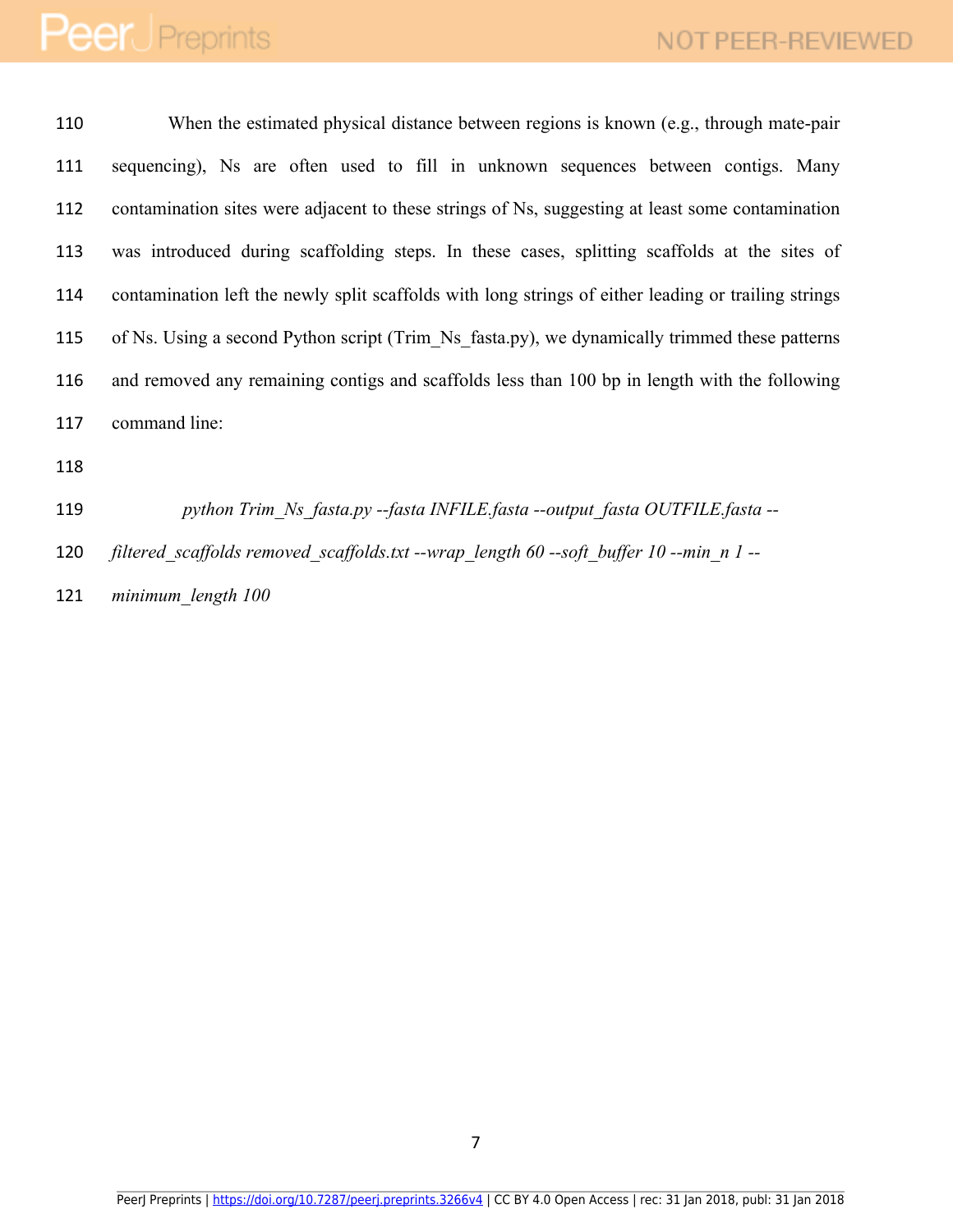When the estimated physical distance between regions is known (e.g., through mate-pair sequencing), Ns are often used to fill in unknown sequences between contigs. Many contamination sites were adjacent to these strings of Ns, suggesting at least some contamination was introduced during scaffolding steps. In these cases, splitting scaffolds at the sites of contamination left the newly split scaffolds with long strings of either leading or trailing strings of Ns. Using a second Python script (Trim_Ns_fasta.py), we dynamically trimmed these patterns and removed any remaining contigs and scaffolds less than 100 bp in length with the following command line:

```
python Trim_Ns_fasta.py --fasta INFILE.fasta --output_fasta OUTFILE.fasta --filtered_scaffolds removed_scaffolds.txt --wrap_length 60 --soft_buffer 10 --min_n 1 --minimum_length 100
```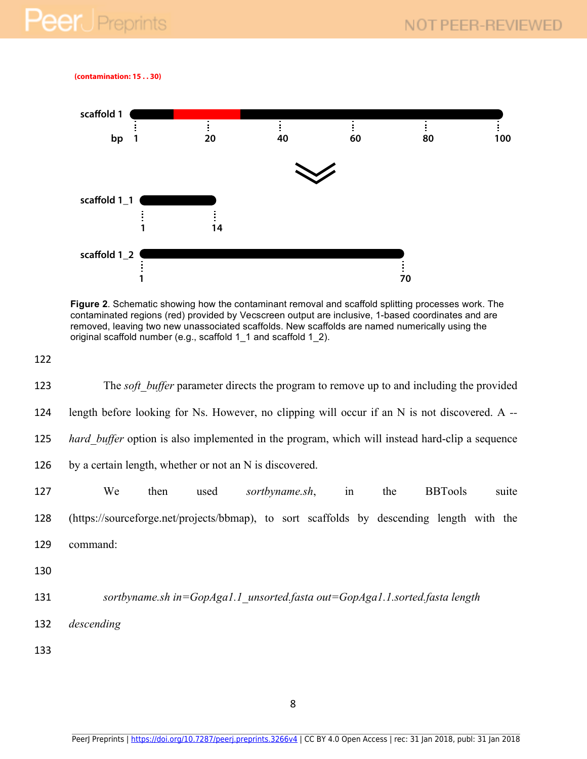**Figure 2**. Schematic showing how the contaminant removal and scaffold splitting processes work. The contaminated regions (red) provided by Vecscreen output are inclusive, 1-based coordinates and are removed, leaving two new unassociated scaffolds. New scaffolds are named numerically using the original scaffold number (e.g., scaffold 1_1 and scaffold 1_2).

The *soft_buffer* parameter directs the program to remove up to and including the provided length before looking for Ns. However, no clipping will occur if an N is not discovered. A --*hard_buffer* option is also implemented in the program, which will instead hard-clip a sequence by a certain length, whether or not an N is discovered.

We then used *sortbyname.sh*, in the BBTools suite (https://sourceforge.net/projects/bbmap), to sort scaffolds by descending length with the command:

```
sortbyname.sh in=GopAga1.1_unsorted.fasta out=GopAga1.1.sorted.fasta length descending
```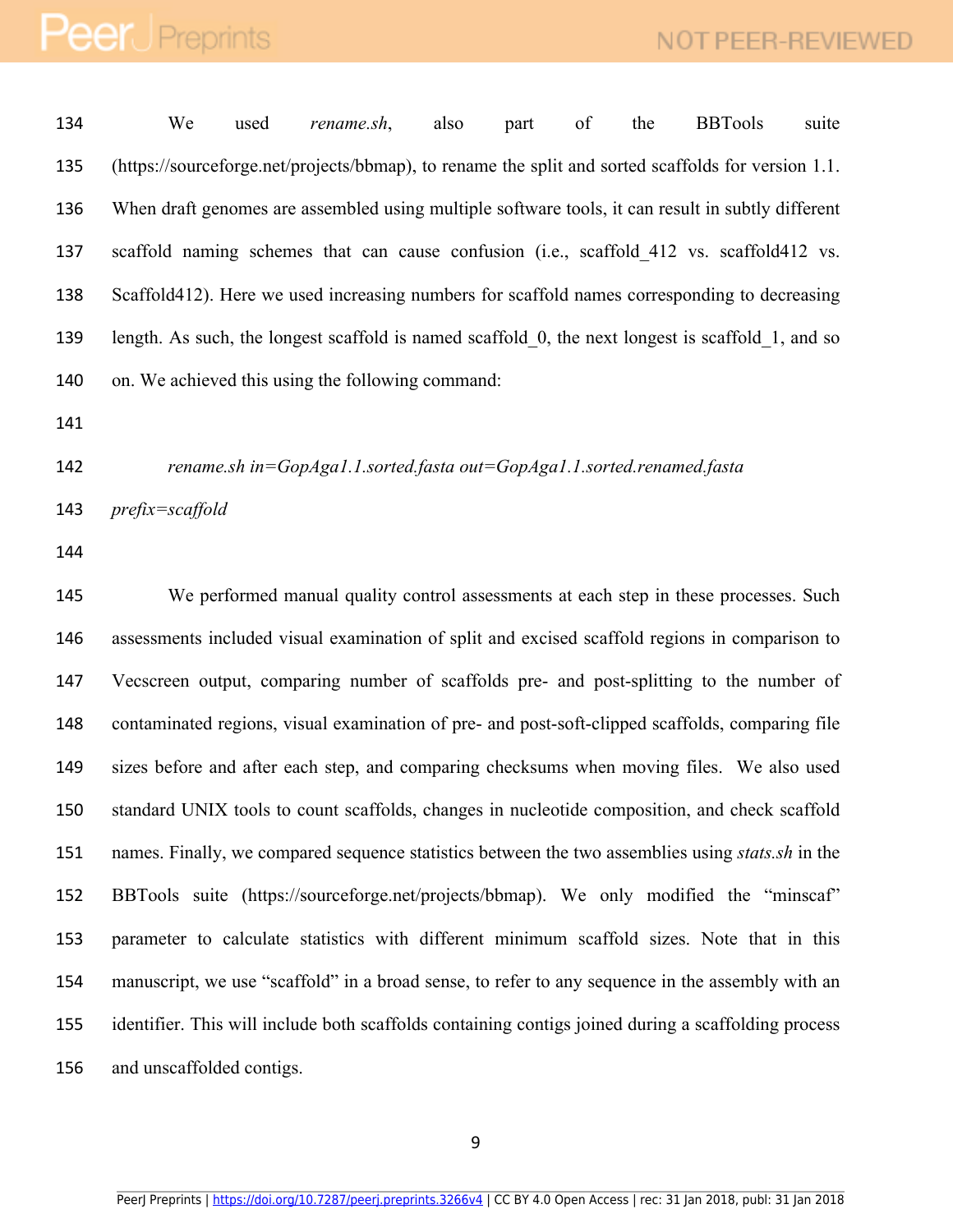We used *rename.sh*, also part of the BBTools suite (https://sourceforge.net/projects/bbmap), to rename the split and sorted scaffolds for version 1.1. When draft genomes are assembled using multiple software tools, it can result in subtly different scaffold naming schemes that can cause confusion (i.e., scaffold_412 vs. scaffold412 vs. Scaffold412). Here we used increasing numbers for scaffold names corresponding to decreasing length. As such, the longest scaffold is named scaffold_0, the next longest is scaffold_1, and so on. We achieved this using the following command:

*rename.sh in=GopAga1.1.sorted.fasta out=GopAga1.1.sorted.renamed.fasta prefix=scaffold*

We performed manual quality control assessments at each step in these processes. Such assessments included visual examination of split and excised scaffold regions in comparison to Vecscreen output, comparing number of scaffolds pre- and post-splitting to the number of contaminated regions, visual examination of pre- and post-soft-clipped scaffolds, comparing file sizes before and after each step, and comparing checksums when moving files. We also used standard UNIX tools to count scaffolds, changes in nucleotide composition, and check scaffold names. Finally, we compared sequence statistics between the two assemblies using *stats.sh* in the BBTools suite (https://sourceforge.net/projects/bbmap). We only modified the "minscaf" parameter to calculate statistics with different minimum scaffold sizes. Note that in this manuscript, we use "scaffold" in a broad sense, to refer to any sequence in the assembly with an identifier. This will include both scaffolds containing contigs joined during a scaffolding process and unscaffolded contigs.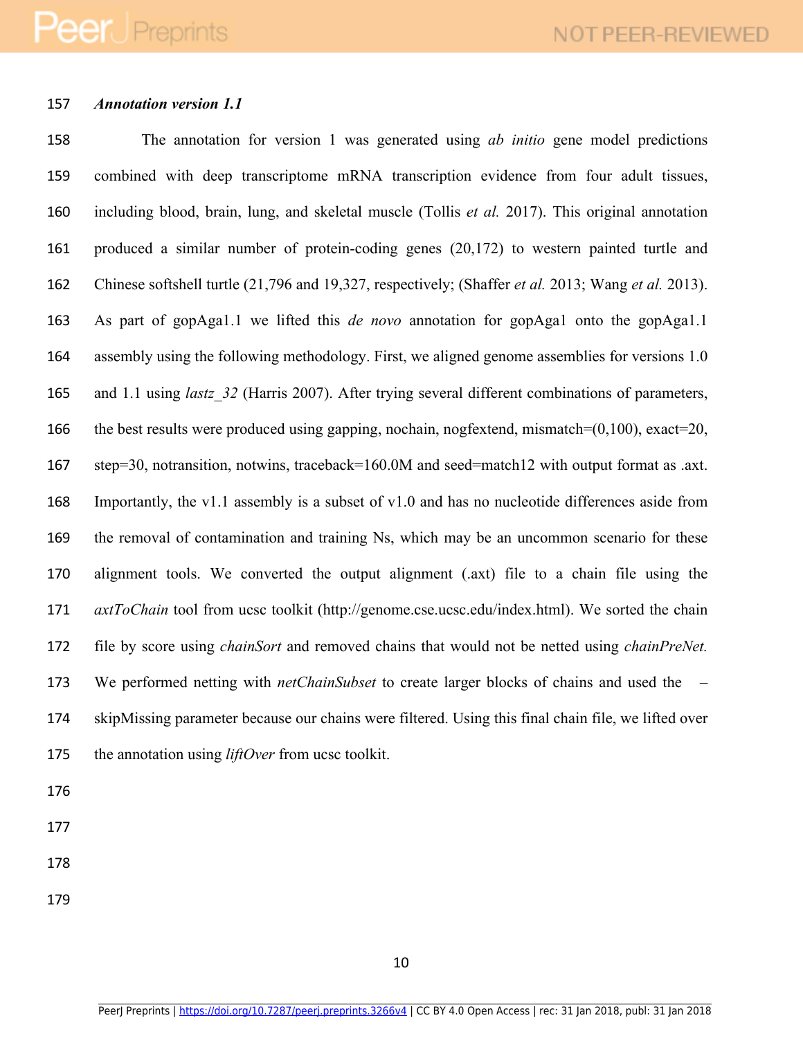### *Annotation version 1.1*

The annotation for version 1 was generated using *ab initio* gene model predictions combined with deep transcriptome mRNA transcription evidence from four adult tissues, including blood, brain, lung, and skeletal muscle (Tollis *et al.* 2017). This original annotation produced a similar number of protein-coding genes (20,172) to western painted turtle and Chinese softshell turtle (21,796 and 19,327, respectively; (Shaffer *et al.* 2013; Wang *et al.* 2013). As part of gopAga1.1 we lifted this *de novo* annotation for gopAga1 onto the gopAga1.1 assembly using the following methodology. First, we aligned genome assemblies for versions 1.0 and 1.1 using *lastz_32* (Harris 2007). After trying several different combinations of parameters, the best results were produced using gapping, nochain, nogfextend, mismatch=(0,100), exact=20, step=30, notransition, notwins, traceback=160.0M and seed=match12 with output format as .axt. Importantly, the v1.1 assembly is a subset of v1.0 and has no nucleotide differences aside from the removal of contamination and training Ns, which may be an uncommon scenario for these alignment tools. We converted the output alignment (.axt) file to a chain file using the *axtToChain* tool from ucsc toolkit (http://genome.cse.ucsc.edu/index.html). We sorted the chain file by score using *chainSort* and removed chains that would not be netted using *chainPreNet.* We performed netting with *netChainSubset* to create larger blocks of chains and used the – skipMissing parameter because our chains were filtered. Using this final chain file, we lifted over the annotation using *liftOver* from ucsc toolkit.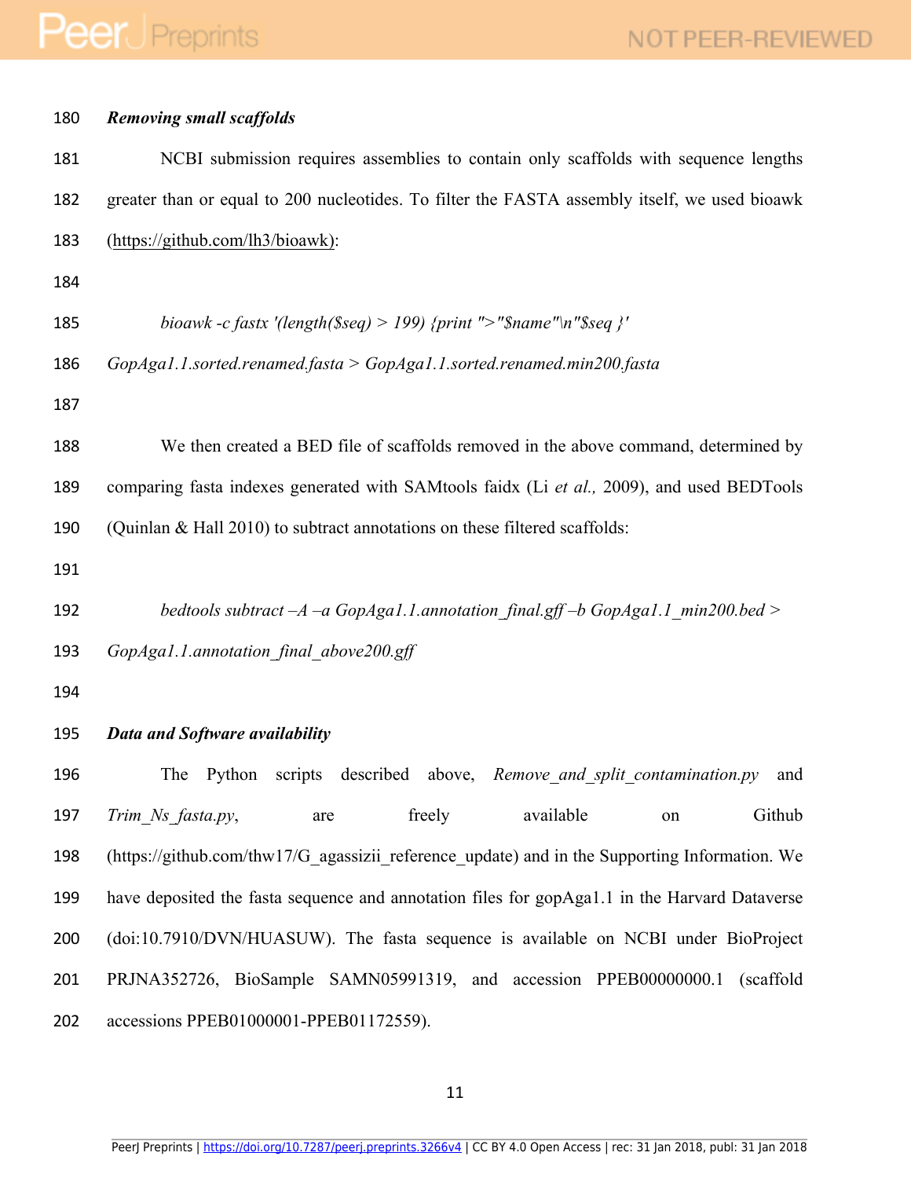### Removing small scaffolds

NCBI submission requires assemblies to contain only scaffolds with sequence lengths greater than or equal to 200 nucleotides. To filter the FASTA assembly itself, we used bioawk (https://github.com/lh3/bioawk):

```
bioawk -c fastx '(length($seq) > 199) {print ">"$name"\n"$seq }'
GopAga1.1.sorted.renamed.fasta > GopAga1.1.sorted.renamed.min200.fasta
```

We then created a BED file of scaffolds removed in the above command, determined by comparing fasta indexes generated with SAMtools faidx (Li *et al.,* 2009), and used BEDTools (Quinlan & Hall 2010) to subtract annotations on these filtered scaffolds:

```
bedtools subtract –A –a GopAga1.1.annotation_final.gff –b GopAga1.1_min200.bed >
GopAga1.1.annotation_final_above200.gff
```

### Data and Software availability

The Python scripts described above, *Remove_and_split_contamination.py* and *Trim_Ns_fasta.py*, are freely available on Github (https://github.com/thw17/G_agassizii_reference_update) and in the Supporting Information. We have deposited the fasta sequence and annotation files for gopAga1.1 in the Harvard Dataverse (doi:10.7910/DVN/HUASUW). The fasta sequence is available on NCBI under BioProject PRJNA352726, BioSample SAMN05991319, and accession PPEB00000000.1 (scaffold accessions PPEB01000001-PPEB01172559).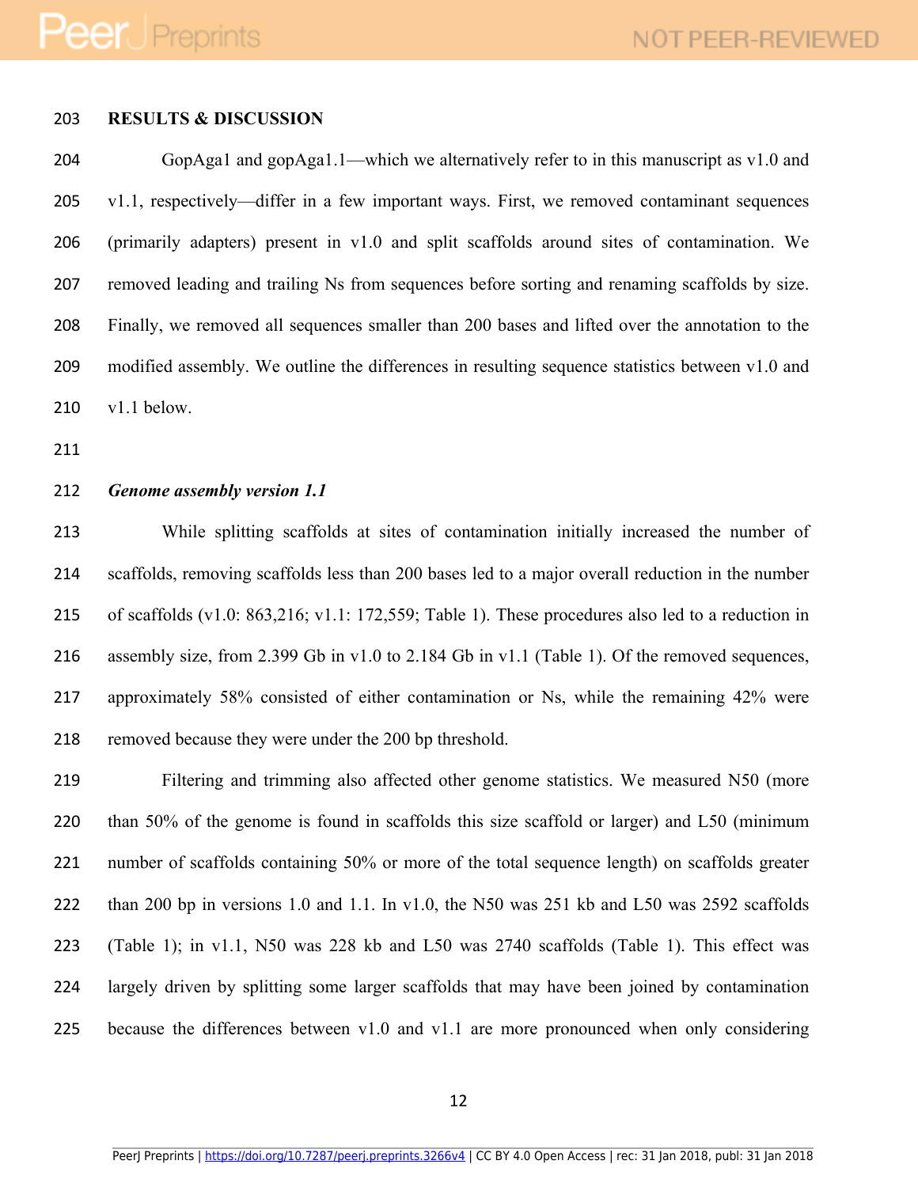## RESULTS & DISCUSSION

GopAga1 and gopAga1.1—which we alternatively refer to in this manuscript as v1.0 and v1.1, respectively—differ in a few important ways. First, we removed contaminant sequences (primarily adapters) present in v1.0 and split scaffolds around sites of contamination. We removed leading and trailing Ns from sequences before sorting and renaming scaffolds by size. Finally, we removed all sequences smaller than 200 bases and lifted over the annotation to the modified assembly. We outline the differences in resulting sequence statistics between v1.0 and v1.1 below.

### *Genome assembly version 1.1*

While splitting scaffolds at sites of contamination initially increased the number of scaffolds, removing scaffolds less than 200 bases led to a major overall reduction in the number of scaffolds (v1.0: 863,216; v1.1: 172,559; Table 1). These procedures also led to a reduction in assembly size, from 2.399 Gb in v1.0 to 2.184 Gb in v1.1 (Table 1). Of the removed sequences, approximately 58% consisted of either contamination or Ns, while the remaining 42% were removed because they were under the 200 bp threshold.

Filtering and trimming also affected other genome statistics. We measured N50 (more than 50% of the genome is found in scaffolds this size scaffold or larger) and L50 (minimum number of scaffolds containing 50% or more of the total sequence length) on scaffolds greater than 200 bp in versions 1.0 and 1.1. In v1.0, the N50 was 251 kb and L50 was 2592 scaffolds (Table 1); in v1.1, N50 was 228 kb and L50 was 2740 scaffolds (Table 1). This effect was largely driven by splitting some larger scaffolds that may have been joined by contamination because the differences between v1.0 and v1.1 are more pronounced when only considering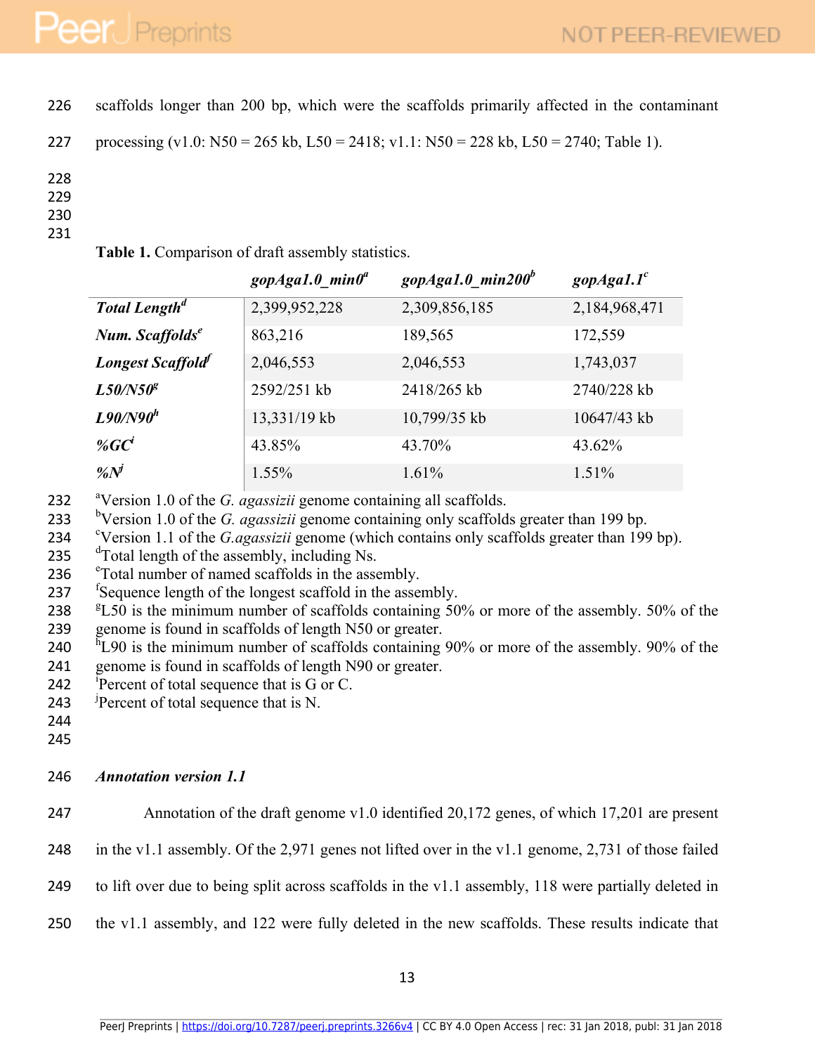scaffolds longer than 200 bp, which were the scaffolds primarily affected in the contaminant processing (v1.0: N50 = 265 kb, L50 = 2418; v1.1: N50 = 228 kb, L50 = 2740; Table 1).

**Table 1.** Comparison of draft assembly statistics.

| | ***gopAga1.0_min0***[a] | ***gopAga1.0_min200***[b] | ***gopAga1.1***[c] |
|---|---|---|---|
| ***Total Length***[d] | 2,399,952,228 | 2,309,856,185 | 2,184,968,471 |
| ***Num. Scaffolds***[e] | 863,216 | 189,565 | 172,559 |
| ***Longest Scaffold***[f] | 2,046,553 | 2,046,553 | 1,743,037 |
| ***L50/N50***[g] | 2592/251 kb | 2418/265 kb | 2740/228 kb |
| ***L90/N90***[h] | 13,331/19 kb | 10,799/35 kb | 10647/43 kb |
| ***%GC***[i] | 43.85% | 43.70% | 43.62% |
| ***%N***[j] | 1.55% | 1.61% | 1.51% |

[a]Version 1.0 of the *G. agassizii* genome containing all scaffolds.
[b]Version 1.0 of the *G. agassizii* genome containing only scaffolds greater than 199 bp.
[c]Version 1.1 of the *G.agassizii* genome (which contains only scaffolds greater than 199 bp).
[d]Total length of the assembly, including Ns.
[e]Total number of named scaffolds in the assembly.
[f]Sequence length of the longest scaffold in the assembly.
[g]L50 is the minimum number of scaffolds containing 50% or more of the assembly. 50% of the genome is found in scaffolds of length N50 or greater.
[h]L90 is the minimum number of scaffolds containing 90% or more of the assembly. 90% of the genome is found in scaffolds of length N90 or greater.
[i]Percent of total sequence that is G or C.
[j]Percent of total sequence that is N.

### *Annotation version 1.1*

Annotation of the draft genome v1.0 identified 20,172 genes, of which 17,201 are present in the v1.1 assembly. Of the 2,971 genes not lifted over in the v1.1 genome, 2,731 of those failed to lift over due to being split across scaffolds in the v1.1 assembly, 118 were partially deleted in the v1.1 assembly, and 122 were fully deleted in the new scaffolds. These results indicate that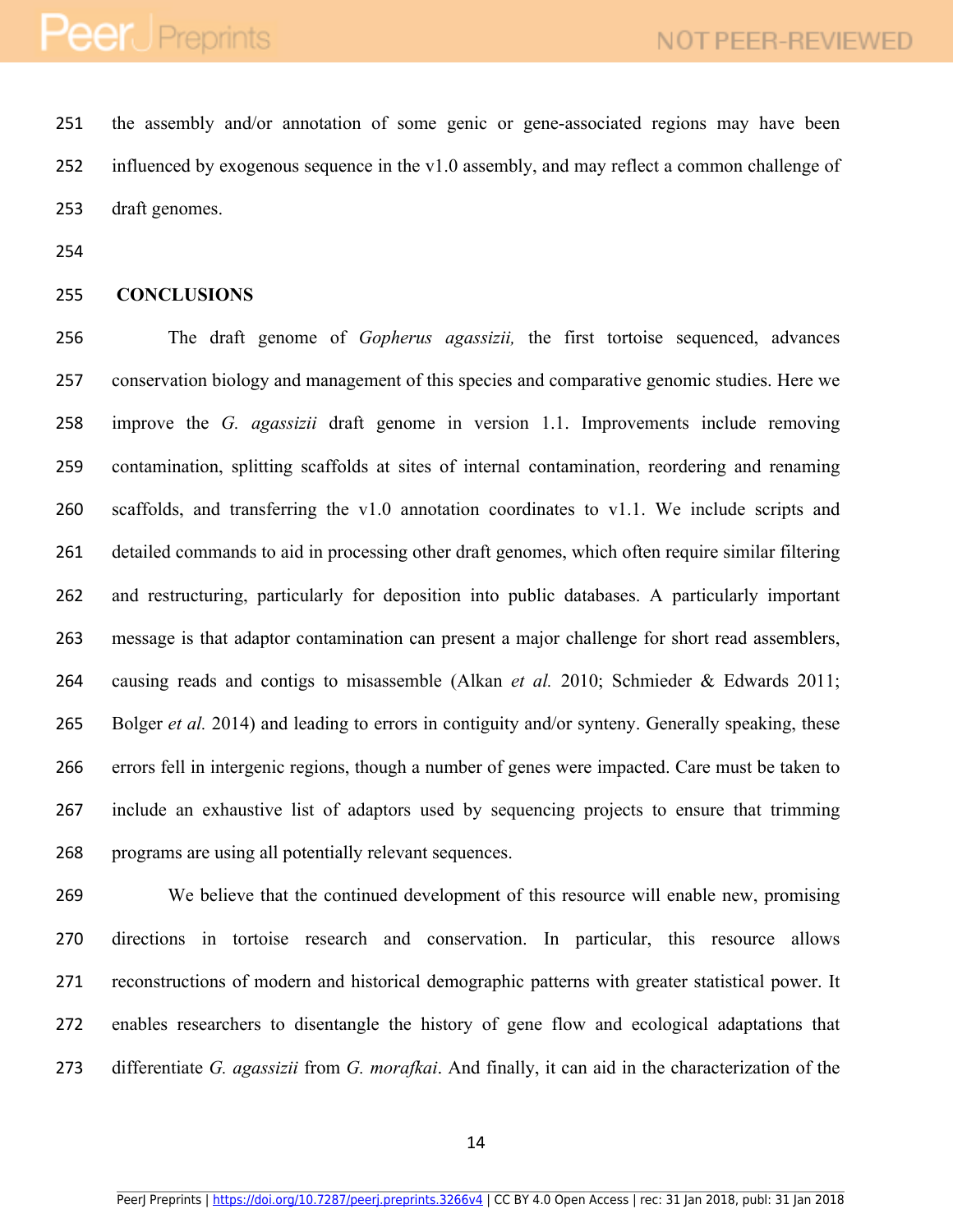the assembly and/or annotation of some genic or gene-associated regions may have been influenced by exogenous sequence in the v1.0 assembly, and may reflect a common challenge of draft genomes.

## CONCLUSIONS

The draft genome of *Gopherus agassizii,* the first tortoise sequenced, advances conservation biology and management of this species and comparative genomic studies. Here we improve the *G. agassizii* draft genome in version 1.1. Improvements include removing contamination, splitting scaffolds at sites of internal contamination, reordering and renaming scaffolds, and transferring the v1.0 annotation coordinates to v1.1. We include scripts and detailed commands to aid in processing other draft genomes, which often require similar filtering and restructuring, particularly for deposition into public databases. A particularly important message is that adaptor contamination can present a major challenge for short read assemblers, causing reads and contigs to misassemble (Alkan *et al.* 2010; Schmieder & Edwards 2011; Bolger *et al.* 2014) and leading to errors in contiguity and/or synteny. Generally speaking, these errors fell in intergenic regions, though a number of genes were impacted. Care must be taken to include an exhaustive list of adaptors used by sequencing projects to ensure that trimming programs are using all potentially relevant sequences.

We believe that the continued development of this resource will enable new, promising directions in tortoise research and conservation. In particular, this resource allows reconstructions of modern and historical demographic patterns with greater statistical power. It enables researchers to disentangle the history of gene flow and ecological adaptations that differentiate *G. agassizii* from *G. morafkai*. And finally, it can aid in the characterization of the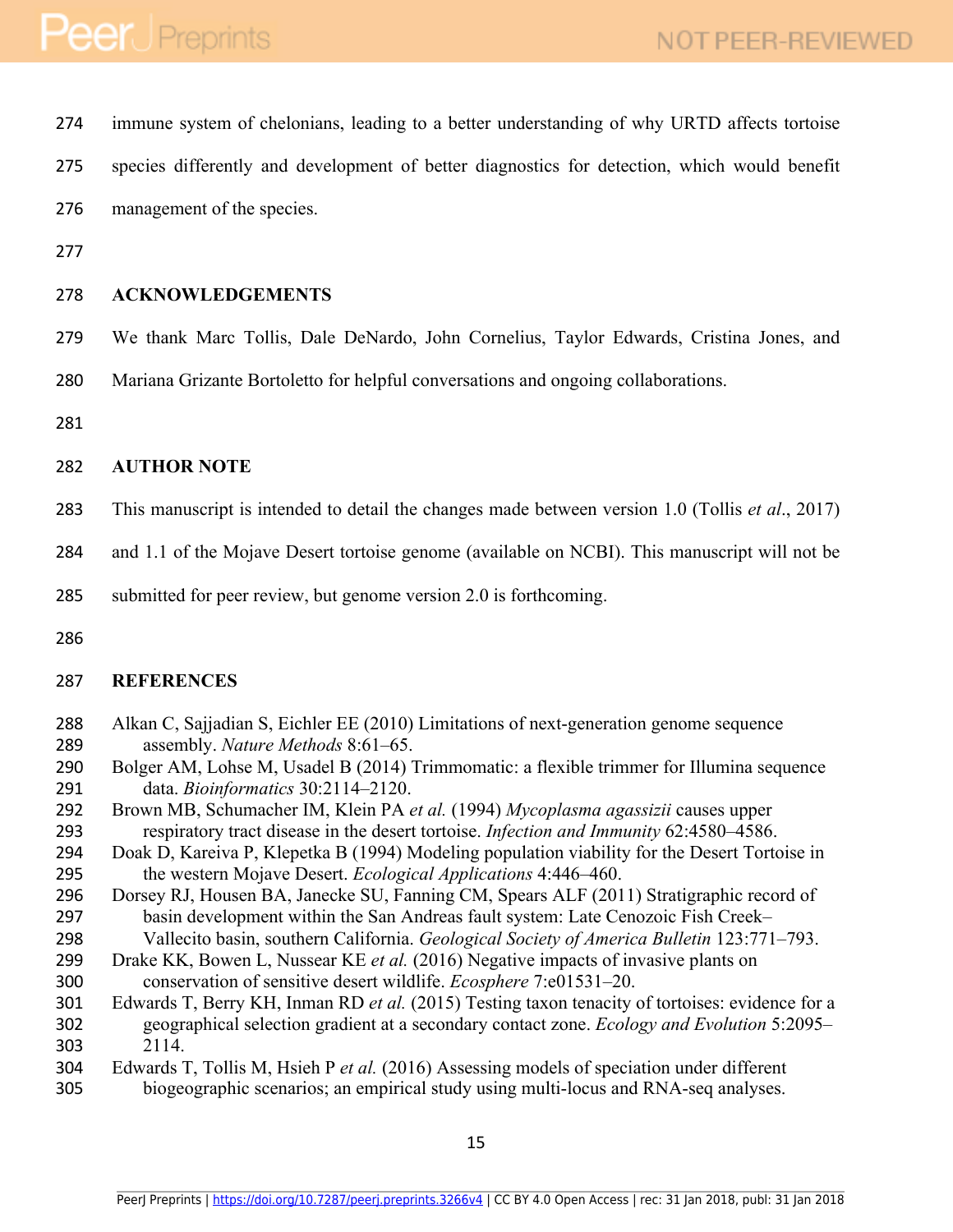immune system of chelonians, leading to a better understanding of why URTD affects tortoise species differently and development of better diagnostics for detection, which would benefit management of the species.

## ACKNOWLEDGEMENTS

We thank Marc Tollis, Dale DeNardo, John Cornelius, Taylor Edwards, Cristina Jones, and Mariana Grizante Bortoletto for helpful conversations and ongoing collaborations.

## AUTHOR NOTE

This manuscript is intended to detail the changes made between version 1.0 (Tollis *et al*., 2017) and 1.1 of the Mojave Desert tortoise genome (available on NCBI). This manuscript will not be submitted for peer review, but genome version 2.0 is forthcoming.

## REFERENCES

Alkan C, Sajjadian S, Eichler EE (2010) Limitations of next-generation genome sequence assembly. *Nature Methods* 8:61–65.

Bolger AM, Lohse M, Usadel B (2014) Trimmomatic: a flexible trimmer for Illumina sequence data. *Bioinformatics* 30:2114–2120.

Brown MB, Schumacher IM, Klein PA *et al.* (1994) *Mycoplasma agassizii* causes upper respiratory tract disease in the desert tortoise. *Infection and Immunity* 62:4580–4586.

Doak D, Kareiva P, Klepetka B (1994) Modeling population viability for the Desert Tortoise in the western Mojave Desert. *Ecological Applications* 4:446–460.

Dorsey RJ, Housen BA, Janecke SU, Fanning CM, Spears ALF (2011) Stratigraphic record of basin development within the San Andreas fault system: Late Cenozoic Fish Creek–Vallecito basin, southern California. *Geological Society of America Bulletin* 123:771–793.

Drake KK, Bowen L, Nussear KE *et al.* (2016) Negative impacts of invasive plants on conservation of sensitive desert wildlife. *Ecosphere* 7:e01531–20.

Edwards T, Berry KH, Inman RD *et al.* (2015) Testing taxon tenacity of tortoises: evidence for a geographical selection gradient at a secondary contact zone. *Ecology and Evolution* 5:2095–2114.

Edwards T, Tollis M, Hsieh P *et al.* (2016) Assessing models of speciation under different biogeographic scenarios; an empirical study using multi-locus and RNA-seq analyses.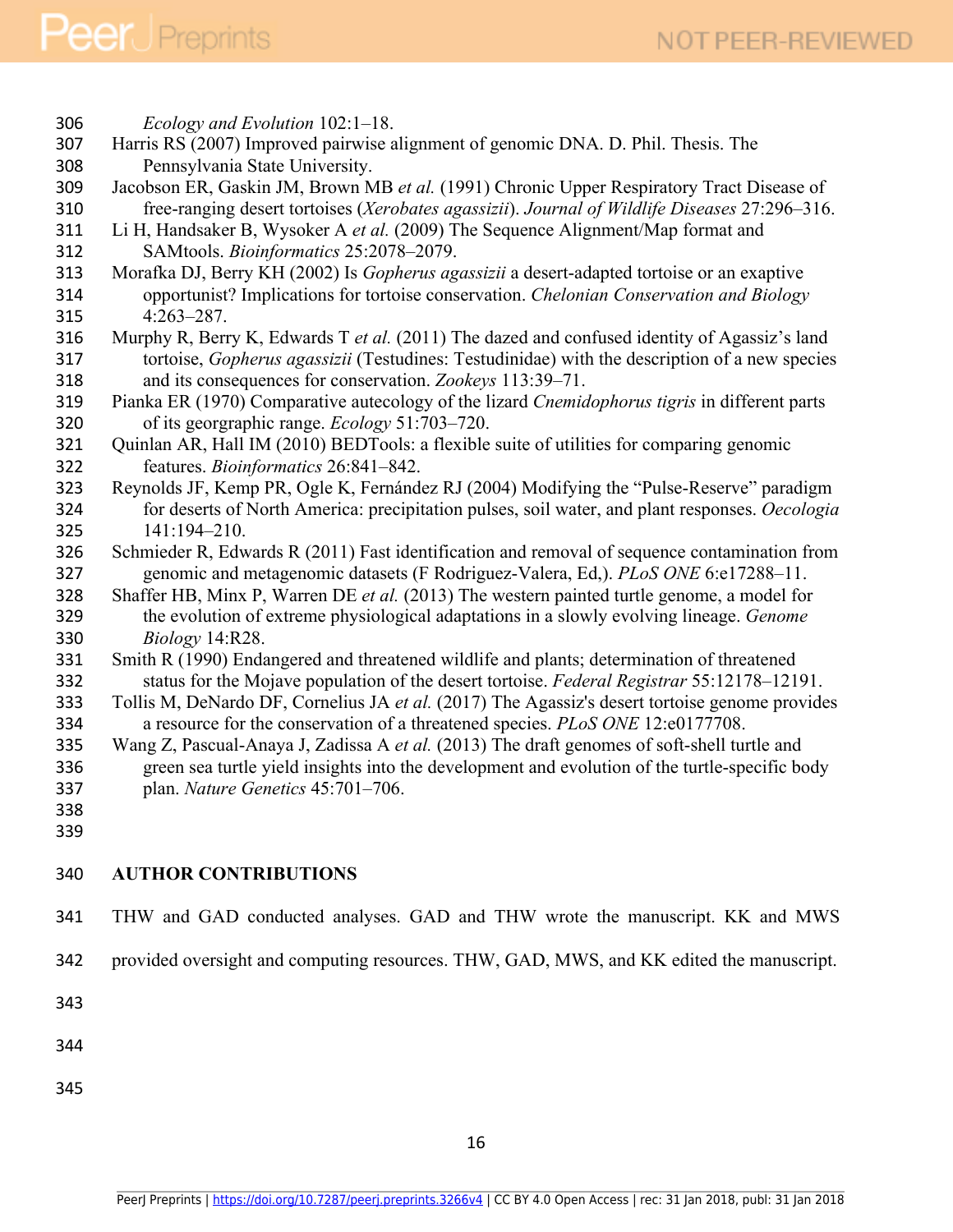*Ecology and Evolution* 102:1–18.

Harris RS (2007) Improved pairwise alignment of genomic DNA. D. Phil. Thesis. The Pennsylvania State University.

Jacobson ER, Gaskin JM, Brown MB *et al.* (1991) Chronic Upper Respiratory Tract Disease of free-ranging desert tortoises (*Xerobates agassizii*). *Journal of Wildlife Diseases* 27:296–316.

Li H, Handsaker B, Wysoker A *et al.* (2009) The Sequence Alignment/Map format and SAMtools. *Bioinformatics* 25:2078–2079.

Morafka DJ, Berry KH (2002) Is *Gopherus agassizii* a desert-adapted tortoise or an exaptive opportunist? Implications for tortoise conservation. *Chelonian Conservation and Biology* 4:263–287.

Murphy R, Berry K, Edwards T *et al.* (2011) The dazed and confused identity of Agassiz's land tortoise, *Gopherus agassizii* (Testudines: Testudinidae) with the description of a new species and its consequences for conservation. *Zookeys* 113:39–71.

Pianka ER (1970) Comparative autecology of the lizard *Cnemidophorus tigris* in different parts of its georgraphic range. *Ecology* 51:703–720.

Quinlan AR, Hall IM (2010) BEDTools: a flexible suite of utilities for comparing genomic features. *Bioinformatics* 26:841–842.

Reynolds JF, Kemp PR, Ogle K, Fernández RJ (2004) Modifying the "Pulse-Reserve" paradigm for deserts of North America: precipitation pulses, soil water, and plant responses. *Oecologia* 141:194–210.

Schmieder R, Edwards R (2011) Fast identification and removal of sequence contamination from genomic and metagenomic datasets (F Rodriguez-Valera, Ed,). *PLoS ONE* 6:e17288–11.

Shaffer HB, Minx P, Warren DE *et al.* (2013) The western painted turtle genome, a model for the evolution of extreme physiological adaptations in a slowly evolving lineage. *Genome Biology* 14:R28.

Smith R (1990) Endangered and threatened wildlife and plants; determination of threatened status for the Mojave population of the desert tortoise. *Federal Registrar* 55:12178–12191.

Tollis M, DeNardo DF, Cornelius JA *et al.* (2017) The Agassiz's desert tortoise genome provides a resource for the conservation of a threatened species. *PLoS ONE* 12:e0177708.

Wang Z, Pascual-Anaya J, Zadissa A *et al.* (2013) The draft genomes of soft-shell turtle and green sea turtle yield insights into the development and evolution of the turtle-specific body plan. *Nature Genetics* 45:701–706.

## AUTHOR CONTRIBUTIONS

THW and GAD conducted analyses. GAD and THW wrote the manuscript. KK and MWS provided oversight and computing resources. THW, GAD, MWS, and KK edited the manuscript.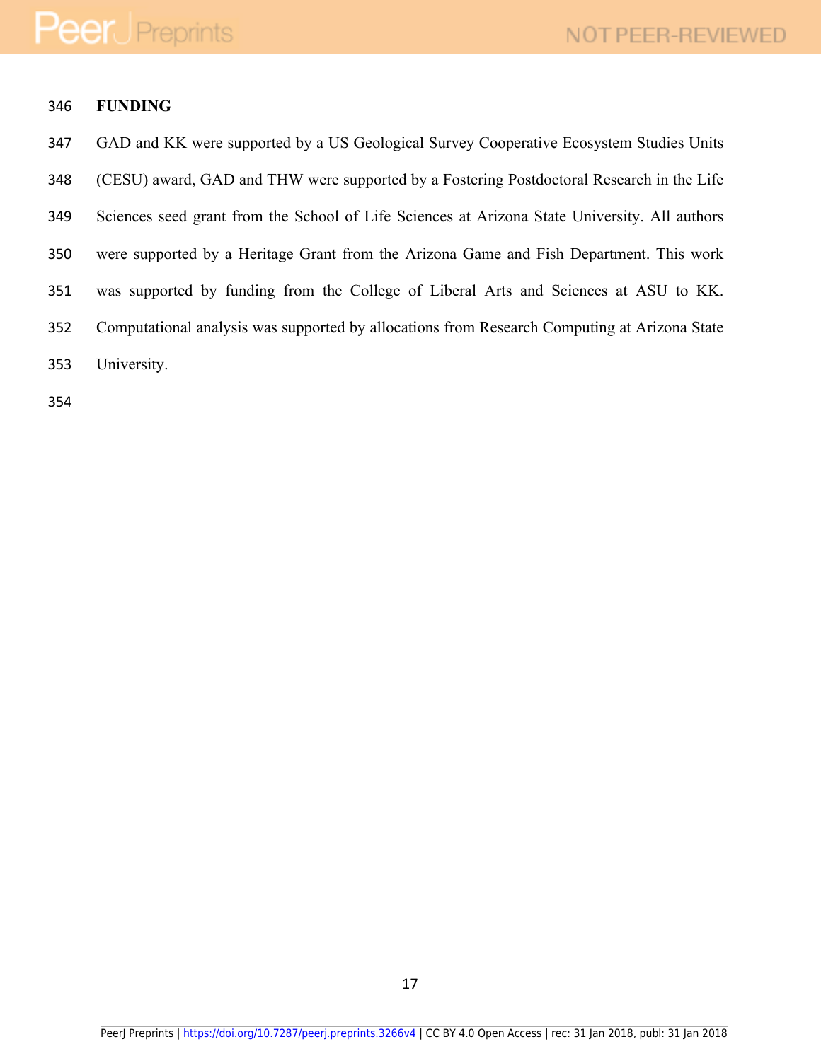## FUNDING

GAD and KK were supported by a US Geological Survey Cooperative Ecosystem Studies Units (CESU) award, GAD and THW were supported by a Fostering Postdoctoral Research in the Life Sciences seed grant from the School of Life Sciences at Arizona State University. All authors were supported by a Heritage Grant from the Arizona Game and Fish Department. This work was supported by funding from the College of Liberal Arts and Sciences at ASU to KK. Computational analysis was supported by allocations from Research Computing at Arizona State University.